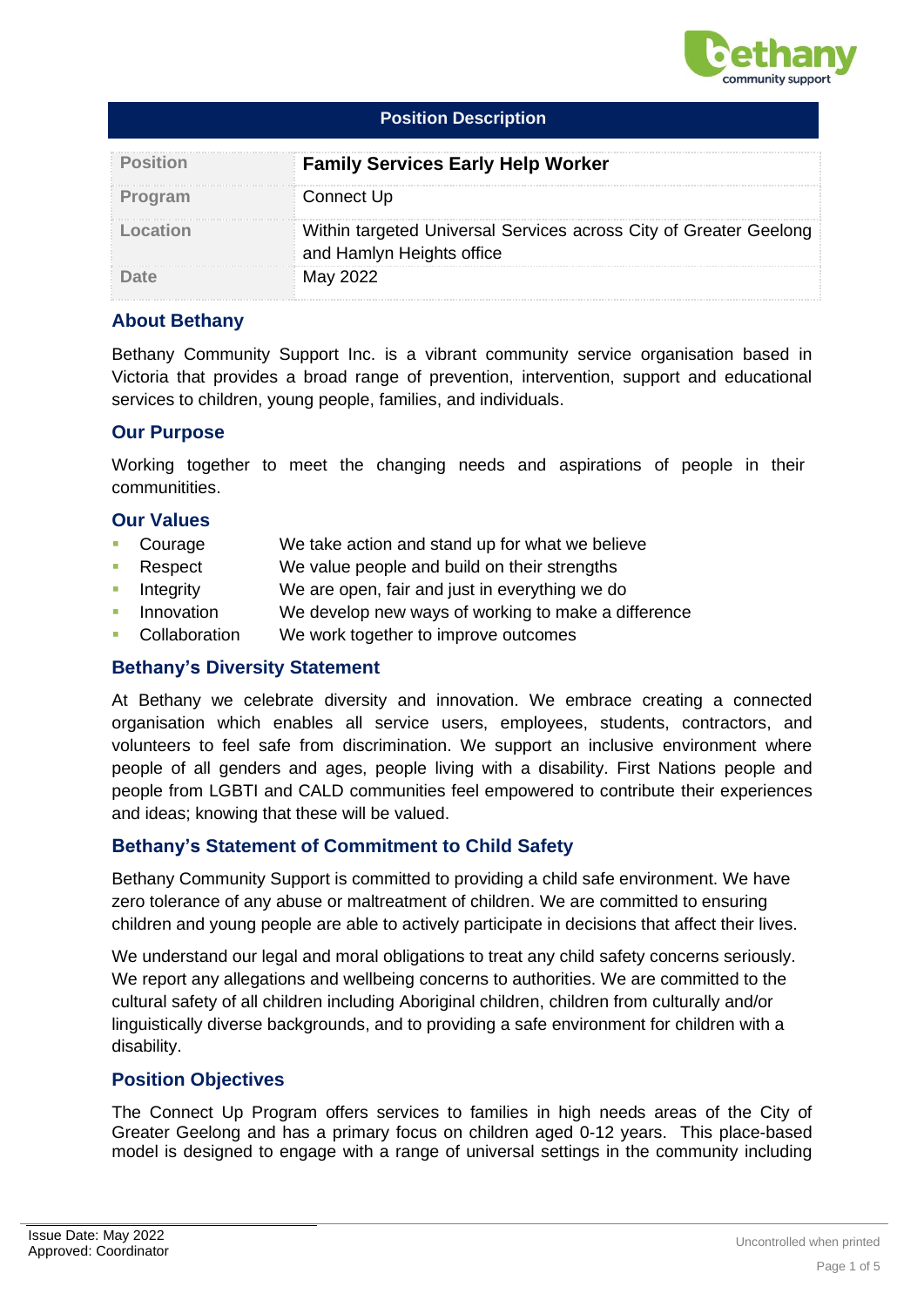**Position Description**

| Position | **Family Services Early Help Worker** |
| --- | --- |
| Program | Connect Up |
| Location | Within targeted Universal Services across City of Greater Geelong and Hamlyn Heights office |
| Date | May 2022 |

## About Bethany

Bethany Community Support Inc. is a vibrant community service organisation based in Victoria that provides a broad range of prevention, intervention, support and educational services to children, young people, families, and individuals.

## Our Purpose

Working together to meet the changing needs and aspirations of people in their communitities.

## Our Values

- Courage — We take action and stand up for what we believe
- Respect — We value people and build on their strengths
- Integrity — We are open, fair and just in everything we do
- Innovation — We develop new ways of working to make a difference
- Collaboration — We work together to improve outcomes

## Bethany's Diversity Statement

At Bethany we celebrate diversity and innovation. We embrace creating a connected organisation which enables all service users, employees, students, contractors, and volunteers to feel safe from discrimination. We support an inclusive environment where people of all genders and ages, people living with a disability. First Nations people and people from LGBTI and CALD communities feel empowered to contribute their experiences and ideas; knowing that these will be valued.

## Bethany's Statement of Commitment to Child Safety

Bethany Community Support is committed to providing a child safe environment. We have zero tolerance of any abuse or maltreatment of children. We are committed to ensuring children and young people are able to actively participate in decisions that affect their lives.

We understand our legal and moral obligations to treat any child safety concerns seriously. We report any allegations and wellbeing concerns to authorities. We are committed to the cultural safety of all children including Aboriginal children, children from culturally and/or linguistically diverse backgrounds, and to providing a safe environment for children with a disability.

## Position Objectives

The Connect Up Program offers services to families in high needs areas of the City of Greater Geelong and has a primary focus on children aged 0-12 years. This place-based model is designed to engage with a range of universal settings in the community including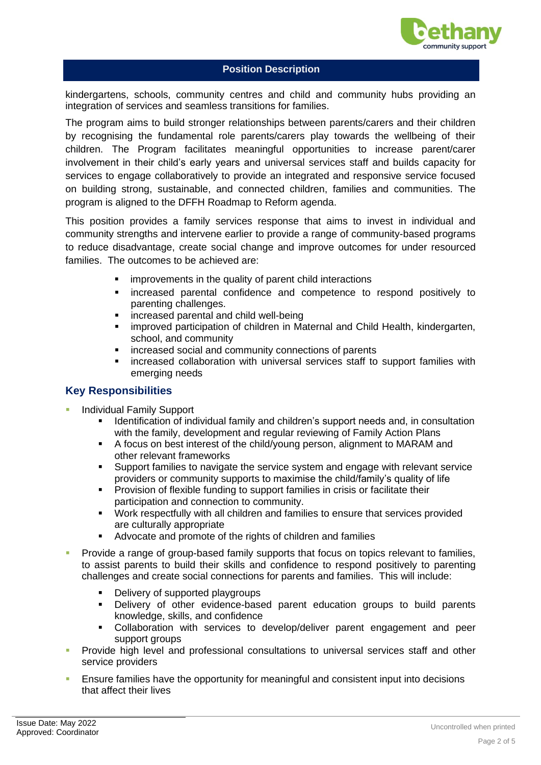## Position Description

kindergartens, schools, community centres and child and community hubs providing an integration of services and seamless transitions for families.

The program aims to build stronger relationships between parents/carers and their children by recognising the fundamental role parents/carers play towards the wellbeing of their children. The Program facilitates meaningful opportunities to increase parent/carer involvement in their child's early years and universal services staff and builds capacity for services to engage collaboratively to provide an integrated and responsive service focused on building strong, sustainable, and connected children, families and communities. The program is aligned to the DFFH Roadmap to Reform agenda.

This position provides a family services response that aims to invest in individual and community strengths and intervene earlier to provide a range of community-based programs to reduce disadvantage, create social change and improve outcomes for under resourced families. The outcomes to be achieved are:

- improvements in the quality of parent child interactions
- increased parental confidence and competence to respond positively to parenting challenges.
- increased parental and child well-being
- improved participation of children in Maternal and Child Health, kindergarten, school, and community
- increased social and community connections of parents
- increased collaboration with universal services staff to support families with emerging needs

## Key Responsibilities

- Individual Family Support
  - Identification of individual family and children's support needs and, in consultation with the family, development and regular reviewing of Family Action Plans
  - A focus on best interest of the child/young person, alignment to MARAM and other relevant frameworks
  - Support families to navigate the service system and engage with relevant service providers or community supports to maximise the child/family's quality of life
  - Provision of flexible funding to support families in crisis or facilitate their participation and connection to community.
  - Work respectfully with all children and families to ensure that services provided are culturally appropriate
  - Advocate and promote of the rights of children and families
- Provide a range of group-based family supports that focus on topics relevant to families, to assist parents to build their skills and confidence to respond positively to parenting challenges and create social connections for parents and families. This will include:
  - Delivery of supported playgroups
  - Delivery of other evidence-based parent education groups to build parents knowledge, skills, and confidence
  - Collaboration with services to develop/deliver parent engagement and peer support groups
- Provide high level and professional consultations to universal services staff and other service providers
- Ensure families have the opportunity for meaningful and consistent input into decisions that affect their lives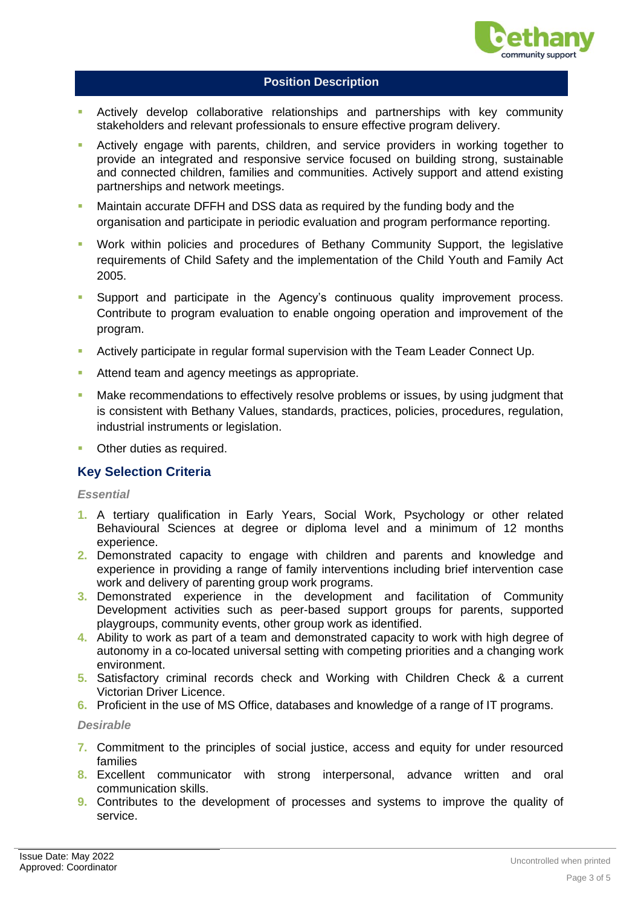## Position Description

- Actively develop collaborative relationships and partnerships with key community stakeholders and relevant professionals to ensure effective program delivery.
- Actively engage with parents, children, and service providers in working together to provide an integrated and responsive service focused on building strong, sustainable and connected children, families and communities. Actively support and attend existing partnerships and network meetings.
- Maintain accurate DFFH and DSS data as required by the funding body and the organisation and participate in periodic evaluation and program performance reporting.
- Work within policies and procedures of Bethany Community Support, the legislative requirements of Child Safety and the implementation of the Child Youth and Family Act 2005.
- Support and participate in the Agency's continuous quality improvement process. Contribute to program evaluation to enable ongoing operation and improvement of the program.
- Actively participate in regular formal supervision with the Team Leader Connect Up.
- Attend team and agency meetings as appropriate.
- Make recommendations to effectively resolve problems or issues, by using judgment that is consistent with Bethany Values, standards, practices, policies, procedures, regulation, industrial instruments or legislation.
- Other duties as required.

## Key Selection Criteria

*Essential*

1. A tertiary qualification in Early Years, Social Work, Psychology or other related Behavioural Sciences at degree or diploma level and a minimum of 12 months experience.
2. Demonstrated capacity to engage with children and parents and knowledge and experience in providing a range of family interventions including brief intervention case work and delivery of parenting group work programs.
3. Demonstrated experience in the development and facilitation of Community Development activities such as peer-based support groups for parents, supported playgroups, community events, other group work as identified.
4. Ability to work as part of a team and demonstrated capacity to work with high degree of autonomy in a co-located universal setting with competing priorities and a changing work environment.
5. Satisfactory criminal records check and Working with Children Check & a current Victorian Driver Licence.
6. Proficient in the use of MS Office, databases and knowledge of a range of IT programs.

*Desirable*

7. Commitment to the principles of social justice, access and equity for under resourced families
8. Excellent communicator with strong interpersonal, advance written and oral communication skills.
9. Contributes to the development of processes and systems to improve the quality of service.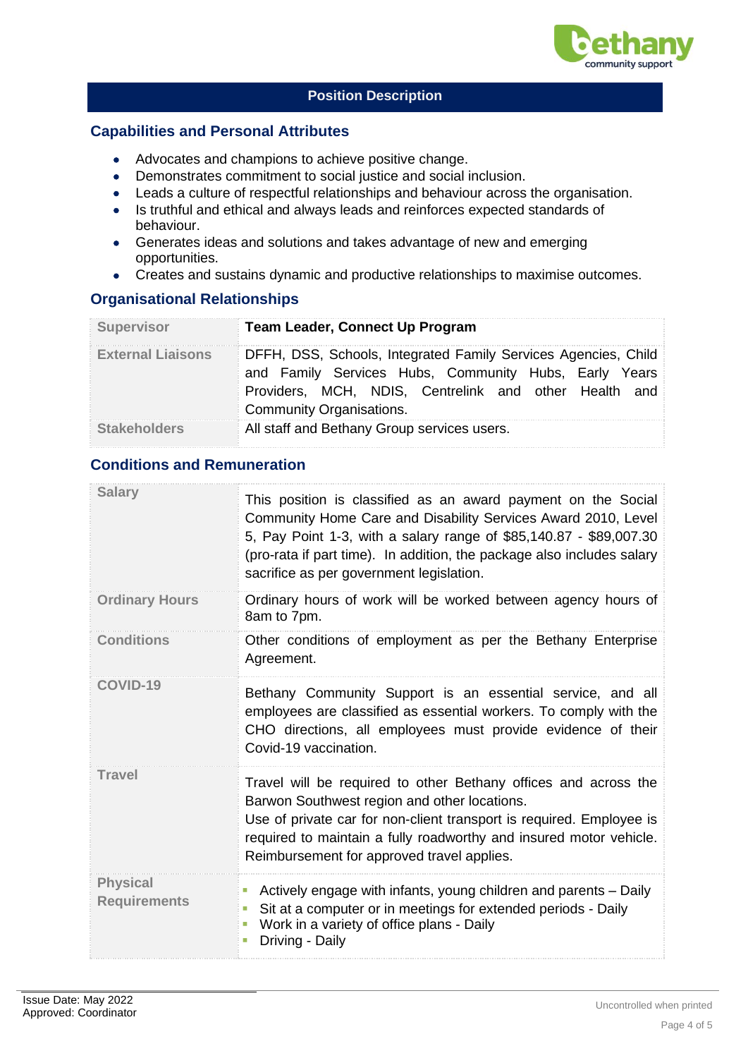## Position Description

### Capabilities and Personal Attributes

- Advocates and champions to achieve positive change.
- Demonstrates commitment to social justice and social inclusion.
- Leads a culture of respectful relationships and behaviour across the organisation.
- Is truthful and ethical and always leads and reinforces expected standards of behaviour.
- Generates ideas and solutions and takes advantage of new and emerging opportunities.
- Creates and sustains dynamic and productive relationships to maximise outcomes.

### Organisational Relationships

| | |
|---|---|
| **Supervisor** | **Team Leader, Connect Up Program** |
| **External Liaisons** | DFFH, DSS, Schools, Integrated Family Services Agencies, Child and Family Services Hubs, Community Hubs, Early Years Providers, MCH, NDIS, Centrelink and other Health and Community Organisations. |
| **Stakeholders** | All staff and Bethany Group services users. |

### Conditions and Remuneration

| | |
|---|---|
| **Salary** | This position is classified as an award payment on the Social Community Home Care and Disability Services Award 2010, Level 5, Pay Point 1-3, with a salary range of $85,140.87 - $89,007.30 (pro-rata if part time). In addition, the package also includes salary sacrifice as per government legislation. |
| **Ordinary Hours** | Ordinary hours of work will be worked between agency hours of 8am to 7pm. |
| **Conditions** | Other conditions of employment as per the Bethany Enterprise Agreement. |
| **COVID-19** | Bethany Community Support is an essential service, and all employees are classified as essential workers. To comply with the CHO directions, all employees must provide evidence of their Covid-19 vaccination. |
| **Travel** | Travel will be required to other Bethany offices and across the Barwon Southwest region and other locations. Use of private car for non-client transport is required. Employee is required to maintain a fully roadworthy and insured motor vehicle. Reimbursement for approved travel applies. |
| **Physical Requirements** | - Actively engage with infants, young children and parents – Daily<br>- Sit at a computer or in meetings for extended periods - Daily<br>- Work in a variety of office plans - Daily<br>- Driving - Daily |

Issue Date: May 2022
Approved: Coordinator

Uncontrolled when printed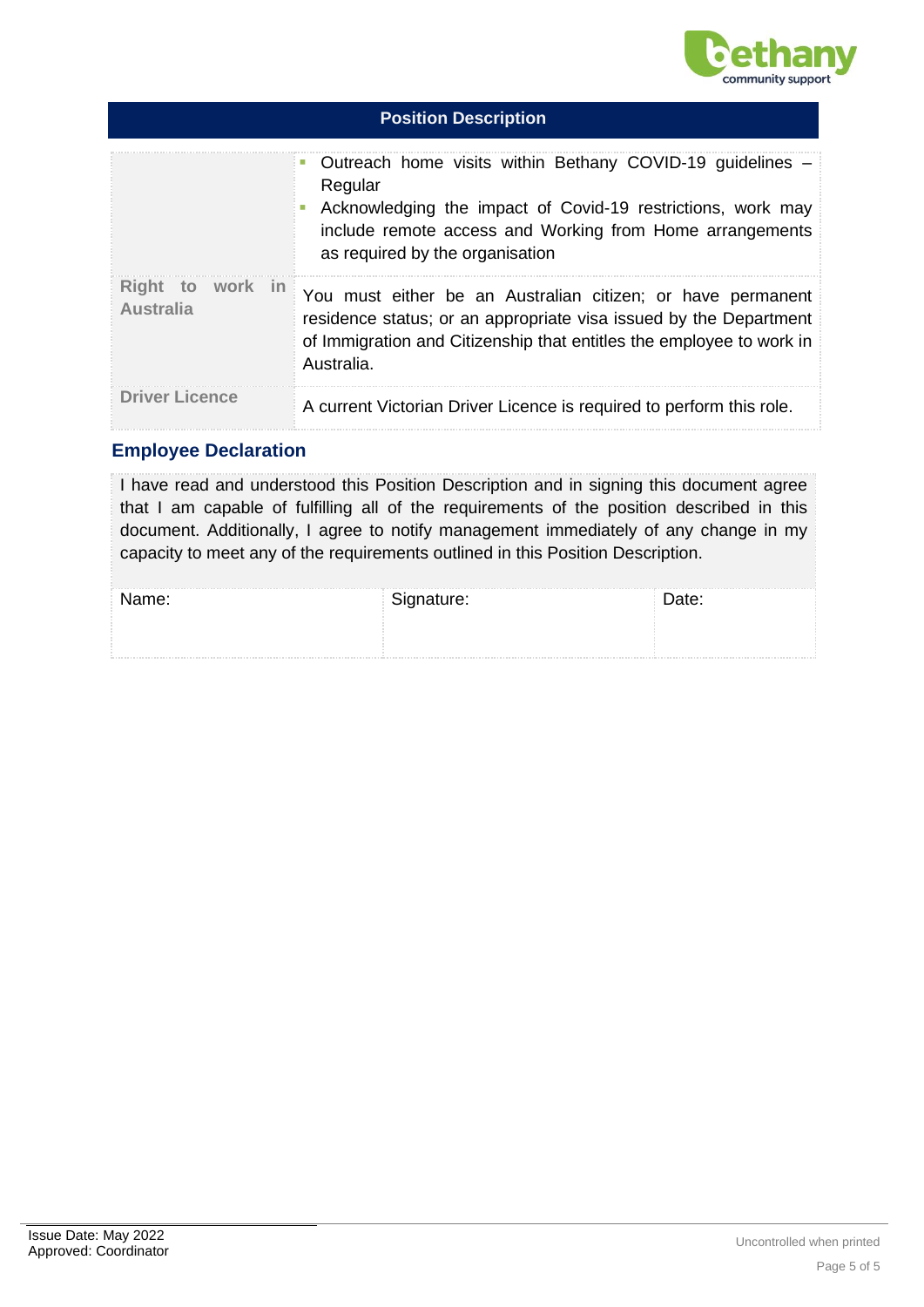## Position Description

| | |
|---|---|
| | - Outreach home visits within Bethany COVID-19 guidelines – Regular<br>- Acknowledging the impact of Covid-19 restrictions, work may include remote access and Working from Home arrangements as required by the organisation |
| **Right to work in Australia** | You must either be an Australian citizen; or have permanent residence status; or an appropriate visa issued by the Department of Immigration and Citizenship that entitles the employee to work in Australia. |
| **Driver Licence** | A current Victorian Driver Licence is required to perform this role. |

## Employee Declaration

I have read and understood this Position Description and in signing this document agree that I am capable of fulfilling all of the requirements of the position described in this document. Additionally, I agree to notify management immediately of any change in my capacity to meet any of the requirements outlined in this Position Description.

| Name: | Signature: | Date: |
|---|---|---|
| | | |

Issue Date: May 2022
Approved: Coordinator

Uncontrolled when printed